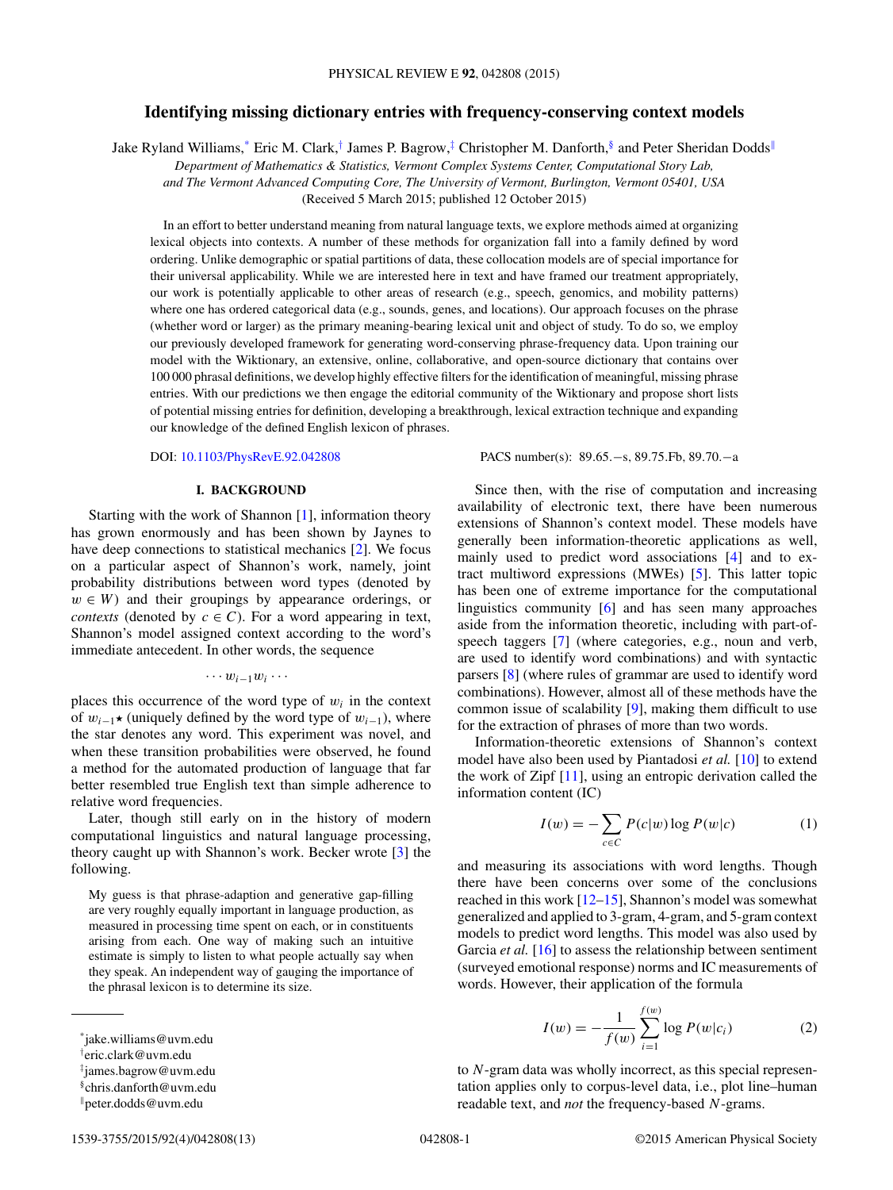# Identifying missing dictionary entries with frequency-conserving context models

Jake Ryland Williams,[*] Eric M. Clark,[†] James P. Bagrow,[‡] Christopher M. Danforth,[§] and Peter Sheridan Dodds[‖]

*Department of Mathematics & Statistics, Vermont Complex Systems Center, Computational Story Lab, and The Vermont Advanced Computing Core, The University of Vermont, Burlington, Vermont 05401, USA*

(Received 5 March 2015; published 12 October 2015)

In an effort to better understand meaning from natural language texts, we explore methods aimed at organizing lexical objects into contexts. A number of these methods for organization fall into a family defined by word ordering. Unlike demographic or spatial partitions of data, these collocation models are of special importance for their universal applicability. While we are interested here in text and have framed our treatment appropriately, our work is potentially applicable to other areas of research (e.g., speech, genomics, and mobility patterns) where one has ordered categorical data (e.g., sounds, genes, and locations). Our approach focuses on the phrase (whether word or larger) as the primary meaning-bearing lexical unit and object of study. To do so, we employ our previously developed framework for generating word-conserving phrase-frequency data. Upon training our model with the Wiktionary, an extensive, online, collaborative, and open-source dictionary that contains over 100 000 phrasal definitions, we develop highly effective filters for the identification of meaningful, missing phrase entries. With our predictions we then engage the editorial community of the Wiktionary and propose short lists of potential missing entries for definition, developing a breakthrough, lexical extraction technique and expanding our knowledge of the defined English lexicon of phrases.

DOI: 10.1103/PhysRevE.92.042808 PACS number(s): 89.65.−s, 89.75.Fb, 89.70.−a

## I. BACKGROUND

Starting with the work of Shannon [1], information theory has grown enormously and has been shown by Jaynes to have deep connections to statistical mechanics [2]. We focus on a particular aspect of Shannon's work, namely, joint probability distributions between word types (denoted by $w \in W$) and their groupings by appearance orderings, or *contexts* (denoted by $c \in C$). For a word appearing in text, Shannon's model assigned context according to the word's immediate antecedent. In other words, the sequence

$$\cdots w_{i-1} w_i \cdots$$

places this occurrence of the word type of $w_i$ in the context of $w_{i-1}\star$ (uniquely defined by the word type of $w_{i-1}$), where the star denotes any word. This experiment was novel, and when these transition probabilities were observed, he found a method for the automated production of language that far better resembled true English text than simple adherence to relative word frequencies.

Later, though still early on in the history of modern computational linguistics and natural language processing, theory caught up with Shannon's work. Becker wrote [3] the following.

> My guess is that phrase-adaption and generative gap-filling are very roughly equally important in language production, as measured in processing time spent on each, or in constituents arising from each. One way of making such an intuitive estimate is simply to listen to what people actually say when they speak. An independent way of gauging the importance of the phrasal lexicon is to determine its size.

Since then, with the rise of computation and increasing availability of electronic text, there have been numerous extensions of Shannon's context model. These models have generally been information-theoretic applications as well, mainly used to predict word associations [4] and to extract multiword expressions (MWEs) [5]. This latter topic has been one of extreme importance for the computational linguistics community [6] and has seen many approaches aside from the information theoretic, including with part-of-speech taggers [7] (where categories, e.g., noun and verb, are used to identify word combinations) and with syntactic parsers [8] (where rules of grammar are used to identify word combinations). However, almost all of these methods have the common issue of scalability [9], making them difficult to use for the extraction of phrases of more than two words.

Information-theoretic extensions of Shannon's context model have also been used by Piantadosi *et al.* [10] to extend the work of Zipf [11], using an entropic derivation called the information content (IC)

$$I(w) = -\sum_{c \in C} P(c|w) \log P(w|c) \tag{1}$$

and measuring its associations with word lengths. Though there have been concerns over some of the conclusions reached in this work [12–15], Shannon's model was somewhat generalized and applied to 3-gram, 4-gram, and 5-gram context models to predict word lengths. This model was also used by Garcia *et al.* [16] to assess the relationship between sentiment (surveyed emotional response) norms and IC measurements of words. However, their application of the formula

$$I(w) = -\frac{1}{f(w)} \sum_{i=1}^{f(w)} \log P(w|c_i) \tag{2}$$

to $N$-gram data was wholly incorrect, as this special representation applies only to corpus-level data, i.e., plot line–human readable text, and *not* the frequency-based $N$-grams.

---

[*] jake.williams@uvm.edu
[†] eric.clark@uvm.edu
[‡] james.bagrow@uvm.edu
[§] chris.danforth@uvm.edu
[‖] peter.dodds@uvm.edu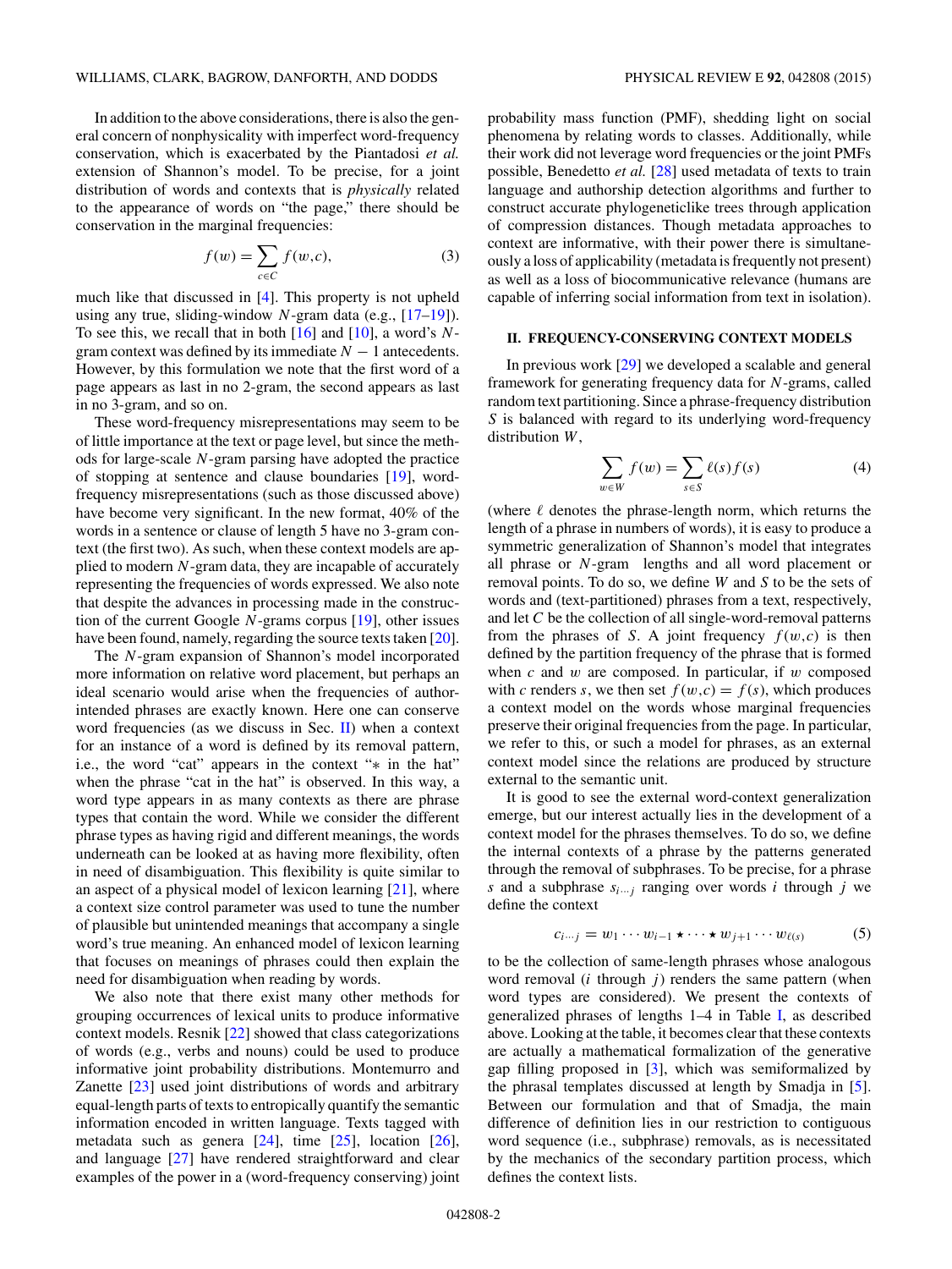In addition to the above considerations, there is also the general concern of nonphysicality with imperfect word-frequency conservation, which is exacerbated by the Piantadosi *et al.* extension of Shannon's model. To be precise, for a joint distribution of words and contexts that is *physically* related to the appearance of words on "the page," there should be conservation in the marginal frequencies:

$$f(w) = \sum_{c \in C} f(w,c), \tag{3}$$

much like that discussed in [4]. This property is not upheld using any true, sliding-window $N$-gram data (e.g., [17–19]). To see this, we recall that in both [16] and [10], a word's $N$-gram context was defined by its immediate $N-1$ antecedents. However, by this formulation we note that the first word of a page appears as last in no 2-gram, the second appears as last in no 3-gram, and so on.

These word-frequency misrepresentations may seem to be of little importance at the text or page level, but since the methods for large-scale $N$-gram parsing have adopted the practice of stopping at sentence and clause boundaries [19], word-frequency misrepresentations (such as those discussed above) have become very significant. In the new format, 40% of the words in a sentence or clause of length 5 have no 3-gram context (the first two). As such, when these context models are applied to modern $N$-gram data, they are incapable of accurately representing the frequencies of words expressed. We also note that despite the advances in processing made in the construction of the current Google $N$-grams corpus [19], other issues have been found, namely, regarding the source texts taken [20].

The $N$-gram expansion of Shannon's model incorporated more information on relative word placement, but perhaps an ideal scenario would arise when the frequencies of author-intended phrases are exactly known. Here one can conserve word frequencies (as we discuss in Sec. II) when a context for an instance of a word is defined by its removal pattern, i.e., the word "cat" appears in the context "∗ in the hat" when the phrase "cat in the hat" is observed. In this way, a word type appears in as many contexts as there are phrase types that contain the word. While we consider the different phrase types as having rigid and different meanings, the words underneath can be looked at as having more flexibility, often in need of disambiguation. This flexibility is quite similar to an aspect of a physical model of lexicon learning [21], where a context size control parameter was used to tune the number of plausible but unintended meanings that accompany a single word's true meaning. An enhanced model of lexicon learning that focuses on meanings of phrases could then explain the need for disambiguation when reading by words.

We also note that there exist many other methods for grouping occurrences of lexical units to produce informative context models. Resnik [22] showed that class categorizations of words (e.g., verbs and nouns) could be used to produce informative joint probability distributions. Montemurro and Zanette [23] used joint distributions of words and arbitrary equal-length parts of texts to entropically quantify the semantic information encoded in written language. Texts tagged with metadata such as genera [24], time [25], location [26], and language [27] have rendered straightforward and clear examples of the power in a (word-frequency conserving) joint probability mass function (PMF), shedding light on social phenomena by relating words to classes. Additionally, while their work did not leverage word frequencies or the joint PMFs possible, Benedetto *et al.* [28] used metadata of texts to train language and authorship detection algorithms and further to construct accurate phylogeneticlike trees through application of compression distances. Though metadata approaches to context are informative, with their power there is simultaneously a loss of applicability (metadata is frequently not present) as well as a loss of biocommunicative relevance (humans are capable of inferring social information from text in isolation).

## II. FREQUENCY-CONSERVING CONTEXT MODELS

In previous work [29] we developed a scalable and general framework for generating frequency data for $N$-grams, called random text partitioning. Since a phrase-frequency distribution $S$ is balanced with regard to its underlying word-frequency distribution $W$,

$$\sum_{w \in W} f(w) = \sum_{s \in S} \ell(s) f(s) \tag{4}$$

(where $\ell$ denotes the phrase-length norm, which returns the length of a phrase in numbers of words), it is easy to produce a symmetric generalization of Shannon's model that integrates all phrase or $N$-gram lengths and all word placement or removal points. To do so, we define $W$ and $S$ to be the sets of words and (text-partitioned) phrases from a text, respectively, and let $C$ be the collection of all single-word-removal patterns from the phrases of $S$. A joint frequency $f(w,c)$ is then defined by the partition frequency of the phrase that is formed when $c$ and $w$ are composed. In particular, if $w$ composed with $c$ renders $s$, we then set $f(w,c) = f(s)$, which produces a context model on the words whose marginal frequencies preserve their original frequencies from the page. In particular, we refer to this, or such a model for phrases, as an external context model since the relations are produced by structure external to the semantic unit.

It is good to see the external word-context generalization emerge, but our interest actually lies in the development of a context model for the phrases themselves. To do so, we define the internal contexts of a phrase by the patterns generated through the removal of subphrases. To be precise, for a phrase $s$ and a subphrase $s_{i\cdots j}$ ranging over words $i$ through $j$ we define the context

$$c_{i\cdots j} = w_1 \cdots w_{i-1} \star \cdots \star w_{j+1} \cdots w_{\ell(s)} \tag{5}$$

to be the collection of same-length phrases whose analogous word removal ($i$ through $j$) renders the same pattern (when word types are considered). We present the contexts of generalized phrases of lengths 1–4 in Table I, as described above. Looking at the table, it becomes clear that these contexts are actually a mathematical formalization of the generative gap filling proposed in [3], which was semiformalized by the phrasal templates discussed at length by Smadja in [5]. Between our formulation and that of Smadja, the main difference of definition lies in our restriction to contiguous word sequence (i.e., subphrase) removals, as is necessitated by the mechanics of the secondary partition process, which defines the context lists.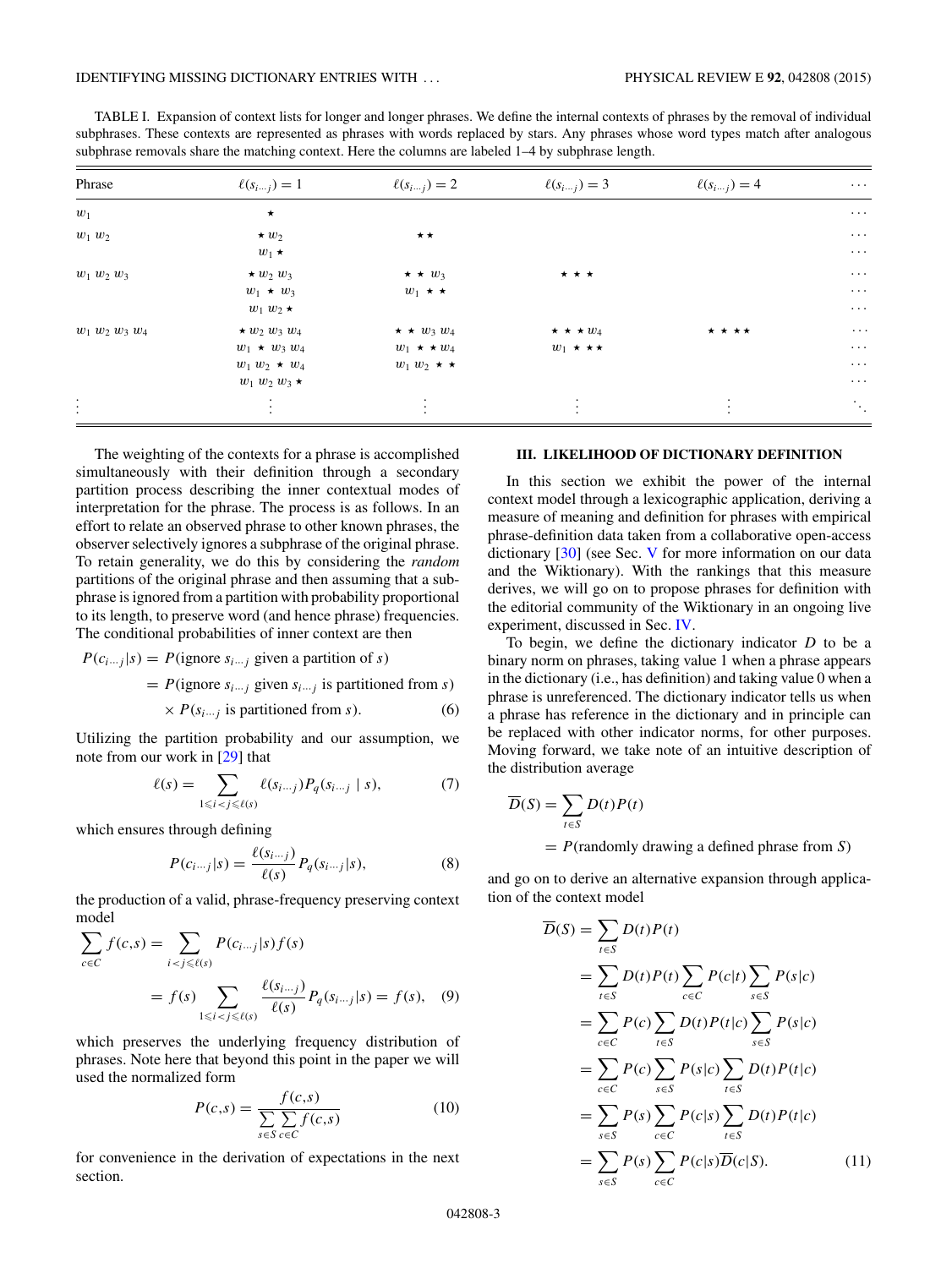TABLE I. Expansion of context lists for longer and longer phrases. We define the internal contexts of phrases by the removal of individual subphrases. These contexts are represented as phrases with words replaced by stars. Any phrases whose word types match after analogous subphrase removals share the matching context. Here the columns are labeled 1–4 by subphrase length.

| Phrase | $\ell(s_{i\cdots j}) = 1$ | $\ell(s_{i\cdots j}) = 2$ | $\ell(s_{i\cdots j}) = 3$ | $\ell(s_{i\cdots j}) = 4$ | $\cdots$ |
|---|---|---|---|---|---|
| $w_1$ | $\star$ | | | | $\cdots$ |
| $w_1\ w_2$ | $\star\ w_2$ | $\star\ \star$ | | | $\cdots$ |
| | $w_1\ \star$ | | | | $\cdots$ |
| $w_1\ w_2\ w_3$ | $\star\ w_2\ w_3$ | $\star\ \star\ w_3$ | $\star\ \star\ \star$ | | $\cdots$ |
| | $w_1\ \star\ w_3$ | $w_1\ \star\ \star$ | | | $\cdots$ |
| | $w_1\ w_2\ \star$ | | | | $\cdots$ |
| $w_1\ w_2\ w_3\ w_4$ | $\star\ w_2\ w_3\ w_4$ | $\star\ \star\ w_3\ w_4$ | $\star\ \star\ \star\ w_4$ | $\star\ \star\ \star\ \star$ | $\cdots$ |
| | $w_1\ \star\ w_3\ w_4$ | $w_1\ \star\ \star\ w_4$ | $w_1\ \star\ \star\ \star$ | | $\cdots$ |
| | $w_1\ w_2\ \star\ w_4$ | $w_1\ w_2\ \star\ \star$ | | | $\cdots$ |
| | $w_1\ w_2\ w_3\ \star$ | | | | $\cdots$ |
| $\vdots$ | $\vdots$ | $\vdots$ | $\vdots$ | $\vdots$ | $\ddots$ |

The weighting of the contexts for a phrase is accomplished simultaneously with their definition through a secondary partition process describing the inner contextual modes of interpretation for the phrase. The process is as follows. In an effort to relate an observed phrase to other known phrases, the observer selectively ignores a subphrase of the original phrase. To retain generality, we do this by considering the *random* partitions of the original phrase and then assuming that a subphrase is ignored from a partition with probability proportional to its length, to preserve word (and hence phrase) frequencies. The conditional probabilities of inner context are then

$$\begin{aligned} P(c_{i\cdots j}|s) &= P(\text{ignore } s_{i\cdots j} \text{ given a partition of } s) \\ &= P(\text{ignore } s_{i\cdots j} \text{ given } s_{i\cdots j} \text{ is partitioned from } s) \\ &\quad \times P(s_{i\cdots j} \text{ is partitioned from } s). \end{aligned} \tag{6}$$

Utilizing the partition probability and our assumption, we note from our work in [29] that

$$\ell(s) = \sum_{1\leqslant i<j\leqslant \ell(s)} \ell(s_{i\cdots j}) P_q(s_{i\cdots j} \mid s), \tag{7}$$

which ensures through defining

$$P(c_{i\cdots j}|s) = \frac{\ell(s_{i\cdots j})}{\ell(s)} P_q(s_{i\cdots j}|s), \tag{8}$$

the production of a valid, phrase-frequency preserving context model

$$\begin{aligned} \sum_{c\in C} f(c,s) &= \sum_{i<j\leqslant \ell(s)} P(c_{i\cdots j}|s) f(s) \\ &= f(s) \sum_{1\leqslant i<j\leqslant \ell(s)} \frac{\ell(s_{i\cdots j})}{\ell(s)} P_q(s_{i\cdots j}|s) = f(s), \end{aligned} \tag{9}$$

which preserves the underlying frequency distribution of phrases. Note here that beyond this point in the paper we will used the normalized form

$$P(c,s) = \frac{f(c,s)}{\sum_{s\in S}\sum_{c\in C} f(c,s)} \tag{10}$$

for convenience in the derivation of expectations in the next section.

## III. LIKELIHOOD OF DICTIONARY DEFINITION

In this section we exhibit the power of the internal context model through a lexicographic application, deriving a measure of meaning and definition for phrases with empirical phrase-definition data taken from a collaborative open-access dictionary [30] (see Sec. V for more information on our data and the Wiktionary). With the rankings that this measure derives, we will go on to propose phrases for definition with the editorial community of the Wiktionary in an ongoing live experiment, discussed in Sec. IV.

To begin, we define the dictionary indicator $D$ to be a binary norm on phrases, taking value 1 when a phrase appears in the dictionary (i.e., has definition) and taking value 0 when a phrase is unreferenced. The dictionary indicator tells us when a phrase has reference in the dictionary and in principle can be replaced with other indicator norms, for other purposes. Moving forward, we take note of an intuitive description of the distribution average

$$\begin{aligned} \overline{D}(S) &= \sum_{t\in S} D(t)P(t) \\ &= P(\text{randomly drawing a defined phrase from } S) \end{aligned}$$

and go on to derive an alternative expansion through application of the context model

$$\begin{aligned} \overline{D}(S) &= \sum_{t\in S} D(t)P(t) \\ &= \sum_{t\in S} D(t)P(t)\sum_{c\in C} P(c|t)\sum_{s\in S} P(s|c) \\ &= \sum_{c\in C} P(c)\sum_{t\in S} D(t)P(t|c)\sum_{s\in S} P(s|c) \\ &= \sum_{c\in C} P(c)\sum_{s\in S} P(s|c)\sum_{t\in S} D(t)P(t|c) \\ &= \sum_{s\in S} P(s)\sum_{c\in C} P(c|s)\sum_{t\in S} D(t)P(t|c) \\ &= \sum_{s\in S} P(s)\sum_{c\in C} P(c|s)\overline{D}(c|S). \end{aligned} \tag{11}$$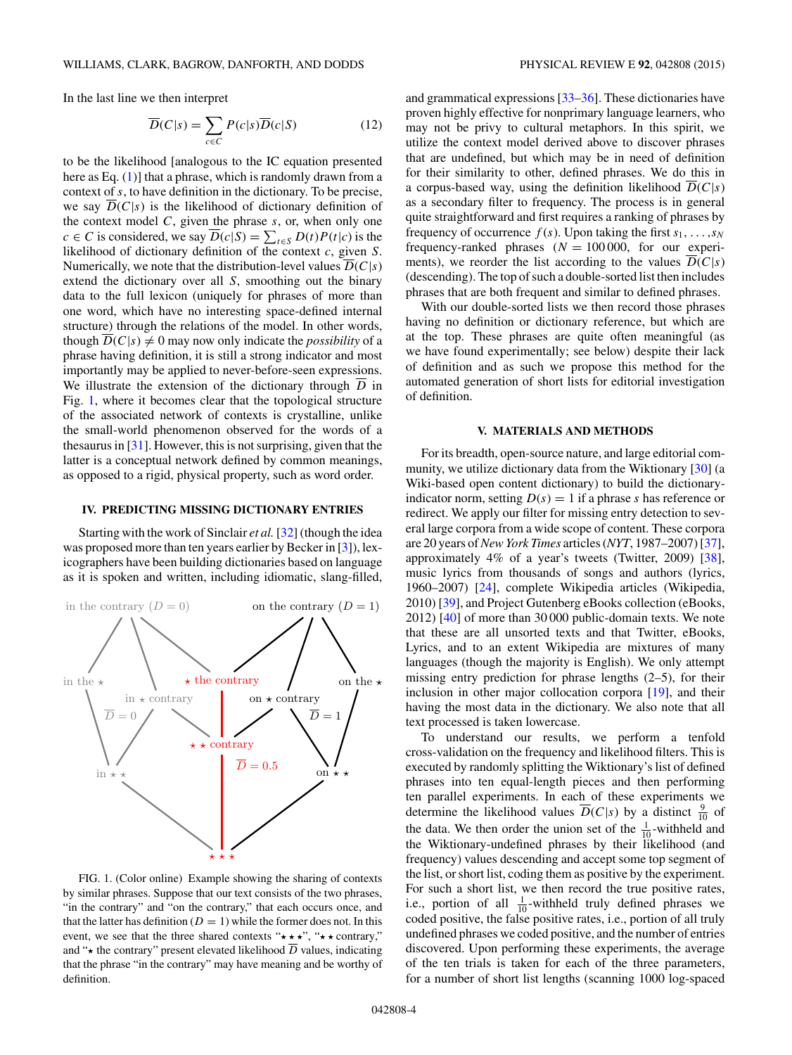In the last line we then interpret

$$\overline{D}(C|s) = \sum_{c \in C} P(c|s)\overline{D}(c|S) \tag{12}$$

to be the likelihood [analogous to the IC equation presented here as Eq. (1)] that a phrase, which is randomly drawn from a context of $s$, to have definition in the dictionary. To be precise, we say $\overline{D}(C|s)$ is the likelihood of dictionary definition of the context model $C$, given the phrase $s$, or, when only one $c \in C$ is considered, we say $\overline{D}(c|S) = \sum_{t \in S} D(t)P(t|c)$ is the likelihood of dictionary definition of the context $c$, given $S$. Numerically, we note that the distribution-level values $\overline{D}(C|s)$ extend the dictionary over all $S$, smoothing out the binary data to the full lexicon (uniquely for phrases of more than one word, which have no interesting space-defined internal structure) through the relations of the model. In other words, though $\overline{D}(C|s) \neq 0$ may now only indicate the *possibility* of a phrase having definition, it is still a strong indicator and most importantly may be applied to never-before-seen expressions. We illustrate the extension of the dictionary through $\overline{D}$ in Fig. 1, where it becomes clear that the topological structure of the associated network of contexts is crystalline, unlike the small-world phenomenon observed for the words of a thesaurus in [31]. However, this is not surprising, given that the latter is a conceptual network defined by common meanings, as opposed to a rigid, physical property, such as word order.

## IV. PREDICTING MISSING DICTIONARY ENTRIES

Starting with the work of Sinclair *et al.* [32] (though the idea was proposed more than ten years earlier by Becker in [3]), lexicographers have been building dictionaries based on language as it is spoken and written, including idiomatic, slang-filled, and grammatical expressions [33–36]. These dictionaries have proven highly effective for nonprimary language learners, who may not be privy to cultural metaphors. In this spirit, we utilize the context model derived above to discover phrases that are undefined, but which may be in need of definition for their similarity to other, defined phrases. We do this in a corpus-based way, using the definition likelihood $\overline{D}(C|s)$ as a secondary filter to frequency. The process is in general quite straightforward and first requires a ranking of phrases by frequency of occurrence $f(s)$. Upon taking the first $s_1, \ldots, s_N$ frequency-ranked phrases ($N = 100\,000$, for our experiments), we reorder the list according to the values $\overline{D}(C|s)$ (descending). The top of such a double-sorted list then includes phrases that are both frequent and similar to defined phrases.

With our double-sorted lists we then record those phrases having no definition or dictionary reference, but which are at the top. These phrases are quite often meaningful (as we have found experimentally; see below) despite their lack of definition and as such we propose this method for the automated generation of short lists for editorial investigation of definition.

FIG. 1. (Color online) Example showing the sharing of contexts by similar phrases. Suppose that our text consists of the two phrases, "in the contrary" and "on the contrary," that each occurs once, and that the latter has definition ($D = 1$) while the former does not. In this event, we see that the three shared contexts "$\star\star\star$", "$\star\star$ contrary," and "$\star$ the contrary" present elevated likelihood $\overline{D}$ values, indicating that the phrase "in the contrary" may have meaning and be worthy of definition.

## V. MATERIALS AND METHODS

For its breadth, open-source nature, and large editorial community, we utilize dictionary data from the Wiktionary [30] (a Wiki-based open content dictionary) to build the dictionary-indicator norm, setting $D(s) = 1$ if a phrase $s$ has reference or redirect. We apply our filter for missing entry detection to several large corpora from a wide scope of content. These corpora are 20 years of *New York Times* articles (*NYT*, 1987–2007) [37], approximately 4% of a year's tweets (Twitter, 2009) [38], music lyrics from thousands of songs and authors (lyrics, 1960–2007) [24], complete Wikipedia articles (Wikipedia, 2010) [39], and Project Gutenberg eBooks collection (eBooks, 2012) [40] of more than 30 000 public-domain texts. We note that these are all unsorted texts and that Twitter, eBooks, Lyrics, and to an extent Wikipedia are mixtures of many languages (though the majority is English). We only attempt missing entry prediction for phrase lengths (2–5), for their inclusion in other major collocation corpora [19], and their having the most data in the dictionary. We also note that all text processed is taken lowercase.

To understand our results, we perform a tenfold cross-validation on the frequency and likelihood filters. This is executed by randomly splitting the Wiktionary's list of defined phrases into ten equal-length pieces and then performing ten parallel experiments. In each of these experiments we determine the likelihood values $\overline{D}(C|s)$ by a distinct $\frac{9}{10}$ of the data. We then order the union set of the $\frac{1}{10}$-withheld and the Wiktionary-undefined phrases by their likelihood (and frequency) values descending and accept some top segment of the list, or short list, coding them as positive by the experiment. For such a short list, we then record the true positive rates, i.e., portion of all $\frac{1}{10}$-withheld truly defined phrases we coded positive, the false positive rates, i.e., portion of all truly undefined phrases we coded positive, and the number of entries discovered. Upon performing these experiments, the average of the ten trials is taken for each of the three parameters, for a number of short list lengths (scanning 1000 log-spaced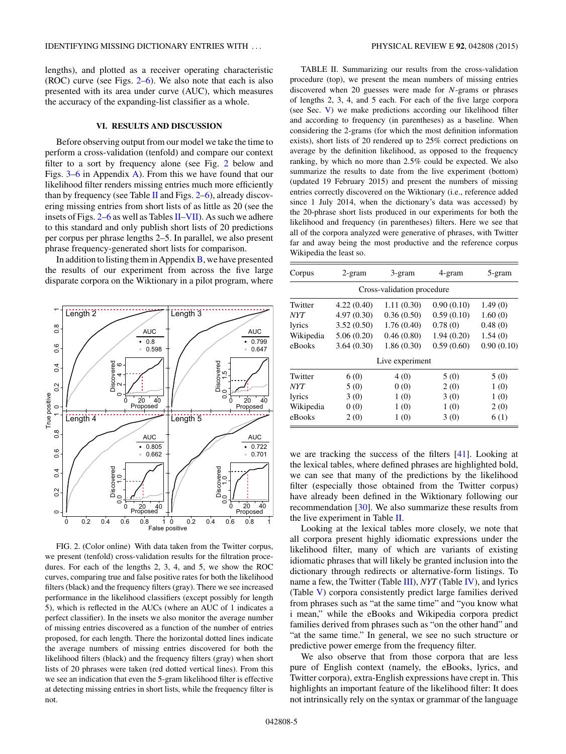lengths), and plotted as a receiver operating characteristic (ROC) curve (see Figs. 2–6). We also note that each is also presented with its area under curve (AUC), which measures the accuracy of the expanding-list classifier as a whole.

## VI. RESULTS AND DISCUSSION

Before observing output from our model we take the time to perform a cross-validation (tenfold) and compare our context filter to a sort by frequency alone (see Fig. 2 below and Figs. 3–6 in Appendix A). From this we have found that our likelihood filter renders missing entries much more efficiently than by frequency (see Table II and Figs. 2–6), already discovering missing entries from short lists of as little as 20 (see the insets of Figs. 2–6 as well as Tables II–VII). As such we adhere to this standard and only publish short lists of 20 predictions per corpus per phrase lengths 2–5. In parallel, we also present phrase frequency-generated short lists for comparison.

In addition to listing them in Appendix B, we have presented the results of our experiment from across the five large disparate corpora on the Wiktionary in a pilot program, where we are tracking the success of the filters [41]. Looking at the lexical tables, where defined phrases are highlighted bold, we can see that many of the predictions by the likelihood filter (especially those obtained from the Twitter corpus) have already been defined in the Wiktionary following our recommendation [30]. We also summarize these results from the live experiment in Table II.

FIG. 2. (Color online) With data taken from the Twitter corpus, we present (tenfold) cross-validation results for the filtration procedures. For each of the lengths 2, 3, 4, and 5, we show the ROC curves, comparing true and false positive rates for both the likelihood filters (black) and the frequency filters (gray). There we see increased performance in the likelihood classifiers (except possibly for length 5), which is reflected in the AUCs (where an AUC of 1 indicates a perfect classifier). In the insets we also monitor the average number of missing entries discovered as a function of the number of entries proposed, for each length. There the horizontal dotted lines indicate the average numbers of missing entries discovered for both the likelihood filters (black) and the frequency filters (gray) when short lists of 20 phrases were taken (red dotted vertical lines). From this we see an indication that even the 5-gram likelihood filter is effective at detecting missing entries in short lists, while the frequency filter is not.

TABLE II. Summarizing our results from the cross-validation procedure (top), we present the mean numbers of missing entries discovered when 20 guesses were made for $N$-grams or phrases of lengths 2, 3, 4, and 5 each. For each of the five large corpora (see Sec. V) we make predictions according our likelihood filter and according to frequency (in parentheses) as a baseline. When considering the 2-grams (for which the most definition information exists), short lists of 20 rendered up to 25% correct predictions on average by the definition likelihood, as opposed to the frequency ranking, by which no more than 2.5% could be expected. We also summarize the results to date from the live experiment (bottom) (updated 19 February 2015) and present the numbers of missing entries correctly discovered on the Wiktionary (i.e., reference added since 1 July 2014, when the dictionary's data was accessed) by the 20-phrase short lists produced in our experiments for both the likelihood and frequency (in parentheses) filters. Here we see that all of the corpora analyzed were generative of phrases, with Twitter far and away being the most productive and the reference corpus Wikipedia the least so.

| Corpus | 2-gram | 3-gram | 4-gram | 5-gram |
|---|---|---|---|---|
| | | Cross-validation procedure | | |
| Twitter | 4.22 (0.40) | 1.11 (0.30) | 0.90 (0.10) | 1.49 (0) |
| *NYT* | 4.97 (0.30) | 0.36 (0.50) | 0.59 (0.10) | 1.60 (0) |
| lyrics | 3.52 (0.50) | 1.76 (0.40) | 0.78 (0) | 0.48 (0) |
| Wikipedia | 5.06 (0.20) | 0.46 (0.80) | 1.94 (0.20) | 1.54 (0) |
| eBooks | 3.64 (0.30) | 1.86 (0.30) | 0.59 (0.60) | 0.90 (0.10) |
| | | Live experiment | | |
| Twitter | 6 (0) | 4 (0) | 5 (0) | 5 (0) |
| *NYT* | 5 (0) | 0 (0) | 2 (0) | 1 (0) |
| lyrics | 3 (0) | 1 (0) | 3 (0) | 1 (0) |
| Wikipedia | 0 (0) | 1 (0) | 1 (0) | 2 (0) |
| eBooks | 2 (0) | 1 (0) | 3 (0) | 6 (1) |

Looking at the lexical tables more closely, we note that all corpora present highly idiomatic expressions under the likelihood filter, many of which are variants of existing idiomatic phrases that will likely be granted inclusion into the dictionary through redirects or alternative-form listings. To name a few, the Twitter (Table III), *NYT* (Table IV), and lyrics (Table V) corpora consistently predict large families derived from phrases such as "at the same time" and "you know what i mean," while the eBooks and Wikipedia corpora predict families derived from phrases such as "on the other hand" and "at the same time." In general, we see no such structure or predictive power emerge from the frequency filter.

We also observe that from those corpora that are less pure of English context (namely, the eBooks, lyrics, and Twitter corpora), extra-English expressions have crept in. This highlights an important feature of the likelihood filter: It does not intrinsically rely on the syntax or grammar of the language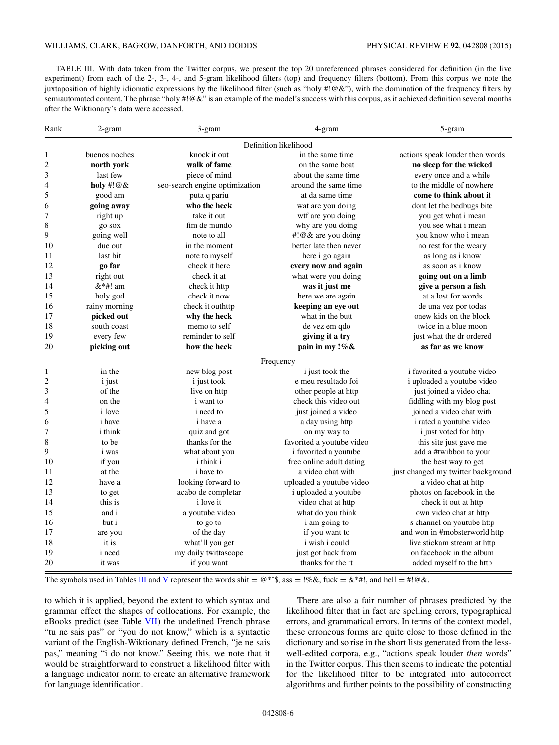TABLE III. With data taken from the Twitter corpus, we present the top 20 unreferenced phrases considered for definition (in the live experiment) from each of the 2-, 3-, 4-, and 5-gram likelihood filters (top) and frequency filters (bottom). From this corpus we note the juxtaposition of highly idiomatic expressions by the likelihood filter (such as "holy #!@&"), with the domination of the frequency filters by semiautomated content. The phrase "holy #!@&" is an example of the model's success with this corpus, as it achieved definition several months after the Wiktionary's data were accessed.

| Rank | 2-gram | 3-gram | 4-gram | 5-gram |
|---|---|---|---|---|
| | | Definition likelihood | | |
| 1 | buenos noches | knock it out | in the same time | actions speak louder then words |
| 2 | **north york** | **walk of fame** | on the same boat | **no sleep for the wicked** |
| 3 | last few | piece of mind | about the same time | every once and a while |
| 4 | **holy #!@&** | seo-search engine optimization | around the same time | to the middle of nowhere |
| 5 | good am | puta q pariu | at da same time | **come to think about it** |
| 6 | **going away** | **who the heck** | wat are you doing | dont let the bedbugs bite |
| 7 | right up | take it out | wtf are you doing | you get what i mean |
| 8 | go sox | fim de mundo | why are you doing | you see what i mean |
| 9 | going well | note to all | #!@& are you doing | you know who i mean |
| 10 | due out | in the moment | better late then never | no rest for the weary |
| 11 | last bit | note to myself | here i go again | as long as i know |
| 12 | **go far** | check it here | **every now and again** | as soon as i know |
| 13 | right out | check it at | what were you doing | **going out on a limb** |
| 14 | &*#! am | check it http | **was it just me** | **give a person a fish** |
| 15 | holy god | check it now | here we are again | at a lost for words |
| 16 | rainy morning | check it outhttp | **keeping an eye out** | de una vez por todas |
| 17 | **picked out** | **why the heck** | what in the butt | onew kids on the block |
| 18 | south coast | memo to self | de vez em qdo | twice in a blue moon |
| 19 | every few | reminder to self | **giving it a try** | just what the dr ordered |
| 20 | **picking out** | **how the heck** | **pain in my !%&** | **as far as we know** |
| | | Frequency | | |
| 1 | in the | new blog post | i just took the | i favorited a youtube video |
| 2 | i just | i just took | e meu resultado foi | i uploaded a youtube video |
| 3 | of the | live on http | other people at http | just joined a video chat |
| 4 | on the | i want to | check this video out | fiddling with my blog post |
| 5 | i love | i need to | just joined a video | joined a video chat with |
| 6 | i have | i have a | a day using http | i rated a youtube video |
| 7 | i think | quiz and got | on my way to | i just voted for http |
| 8 | to be | thanks for the | favorited a youtube video | this site just gave me |
| 9 | i was | what about you | i favorited a youtube | add a #twibbon to your |
| 10 | if you | i think i | free online adult dating | the best way to get |
| 11 | at the | i have to | a video chat with | just changed my twitter background |
| 12 | have a | looking forward to | uploaded a youtube video | a video chat at http |
| 13 | to get | acabo de completar | i uploaded a youtube | photos on facebook in the |
| 14 | this is | i love it | video chat at http | check it out at http |
| 15 | and i | a youtube video | what do you think | own video chat at http |
| 16 | but i | to go to | i am going to | s channel on youtube http |
| 17 | are you | of the day | if you want to | and won in #mobsterworld http |
| 18 | it is | what'll you get | i wish i could | live stickam stream at http |
| 19 | i need | my daily twittascope | just got back from | on facebook in the album |
| 20 | it was | if you want | thanks for the rt | added myself to the http |

The symbols used in Tables III and V represent the words shit = @*ˆ$, ass = !%&, fuck = &*#!, and hell = #!@&.

to which it is applied, beyond the extent to which syntax and grammar effect the shapes of collocations. For example, the eBooks predict (see Table VII) the undefined French phrase "tu ne sais pas" or "you do not know," which is a syntactic variant of the English-Wiktionary defined French, "je ne sais pas," meaning "i do not know." Seeing this, we note that it would be straightforward to construct a likelihood filter with a language indicator norm to create an alternative framework for language identification.

There are also a fair number of phrases predicted by the likelihood filter that in fact are spelling errors, typographical errors, and grammatical errors. In terms of the context model, these erroneous forms are quite close to those defined in the dictionary and so rise in the short lists generated from the less-well-edited corpora, e.g., "actions speak louder *then* words" in the Twitter corpus. This then seems to indicate the potential for the likelihood filter to be integrated into autocorrect algorithms and further points to the possibility of constructing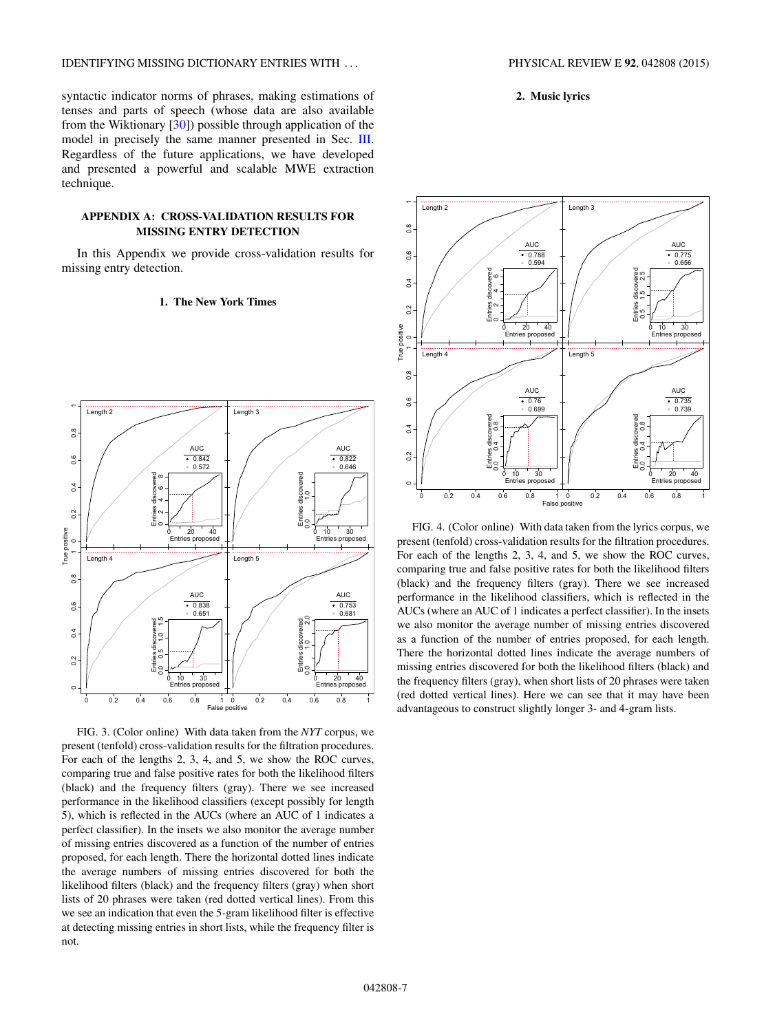syntactic indicator norms of phrases, making estimations of tenses and parts of speech (whose data are also available from the Wiktionary [30]) possible through application of the model in precisely the same manner presented in Sec. III. Regardless of the future applications, we have developed and presented a powerful and scalable MWE extraction technique.

## APPENDIX A: CROSS-VALIDATION RESULTS FOR MISSING ENTRY DETECTION

In this Appendix we provide cross-validation results for missing entry detection.

### 1. The New York Times

FIG. 3. (Color online) With data taken from the *NYT* corpus, we present (tenfold) cross-validation results for the filtration procedures. For each of the lengths 2, 3, 4, and 5, we show the ROC curves, comparing true and false positive rates for both the likelihood filters (black) and the frequency filters (gray). There we see increased performance in the likelihood classifiers (except possibly for length 5), which is reflected in the AUCs (where an AUC of 1 indicates a perfect classifier). In the insets we also monitor the average number of missing entries discovered as a function of the number of entries proposed, for each length. There the horizontal dotted lines indicate the average numbers of missing entries discovered for both the likelihood filters (black) and the frequency filters (gray) when short lists of 20 phrases were taken (red dotted vertical lines). From this we see an indication that even the 5-gram likelihood filter is effective at detecting missing entries in short lists, while the frequency filter is not.

### 2. Music lyrics

FIG. 4. (Color online) With data taken from the lyrics corpus, we present (tenfold) cross-validation results for the filtration procedures. For each of the lengths 2, 3, 4, and 5, we show the ROC curves, comparing true and false positive rates for both the likelihood filters (black) and the frequency filters (gray). There we see increased performance in the likelihood classifiers, which is reflected in the AUCs (where an AUC of 1 indicates a perfect classifier). In the insets we also monitor the average number of missing entries discovered as a function of the number of entries proposed, for each length. There the horizontal dotted lines indicate the average numbers of missing entries discovered for both the likelihood filters (black) and the frequency filters (gray), when short lists of 20 phrases were taken (red dotted vertical lines). Here we can see that it may have been advantageous to construct slightly longer 3- and 4-gram lists.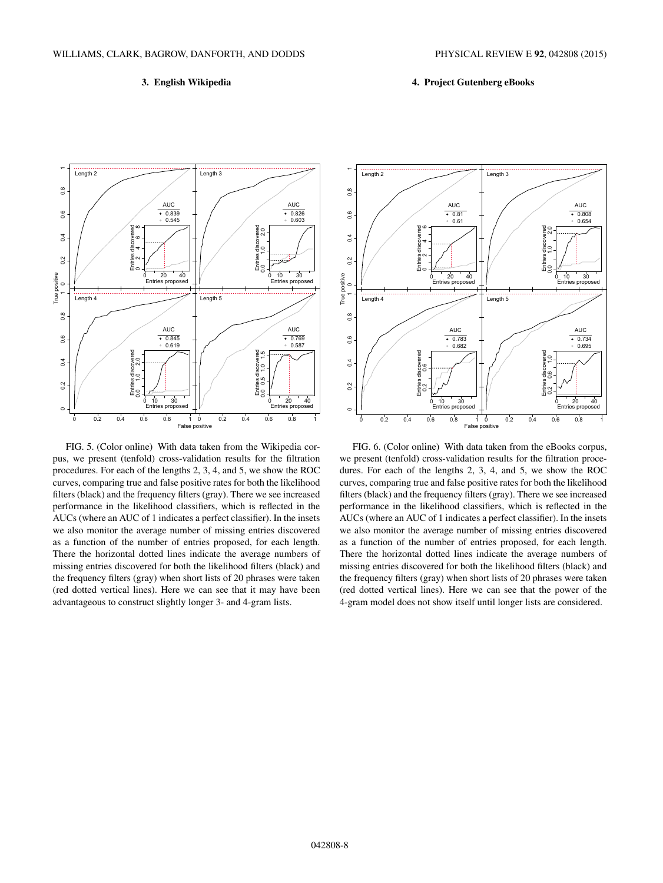### 3. English Wikipedia

FIG. 5. (Color online) With data taken from the Wikipedia corpus, we present (tenfold) cross-validation results for the filtration procedures. For each of the lengths 2, 3, 4, and 5, we show the ROC curves, comparing true and false positive rates for both the likelihood filters (black) and the frequency filters (gray). There we see increased performance in the likelihood classifiers, which is reflected in the AUCs (where an AUC of 1 indicates a perfect classifier). In the insets we also monitor the average number of missing entries discovered as a function of the number of entries proposed, for each length. There the horizontal dotted lines indicate the average numbers of missing entries discovered for both the likelihood filters (black) and the frequency filters (gray) when short lists of 20 phrases were taken (red dotted vertical lines). Here we can see that it may have been advantageous to construct slightly longer 3- and 4-gram lists.

### 4. Project Gutenberg eBooks

FIG. 6. (Color online) With data taken from the eBooks corpus, we present (tenfold) cross-validation results for the filtration procedures. For each of the lengths 2, 3, 4, and 5, we show the ROC curves, comparing true and false positive rates for both the likelihood filters (black) and the frequency filters (gray). There we see increased performance in the likelihood classifiers, which is reflected in the AUCs (where an AUC of 1 indicates a perfect classifier). In the insets we also monitor the average number of missing entries discovered as a function of the number of entries proposed, for each length. There the horizontal dotted lines indicate the average numbers of missing entries discovered for both the likelihood filters (black) and the frequency filters (gray) when short lists of 20 phrases were taken (red dotted vertical lines). Here we can see that the power of the 4-gram model does not show itself until longer lists are considered.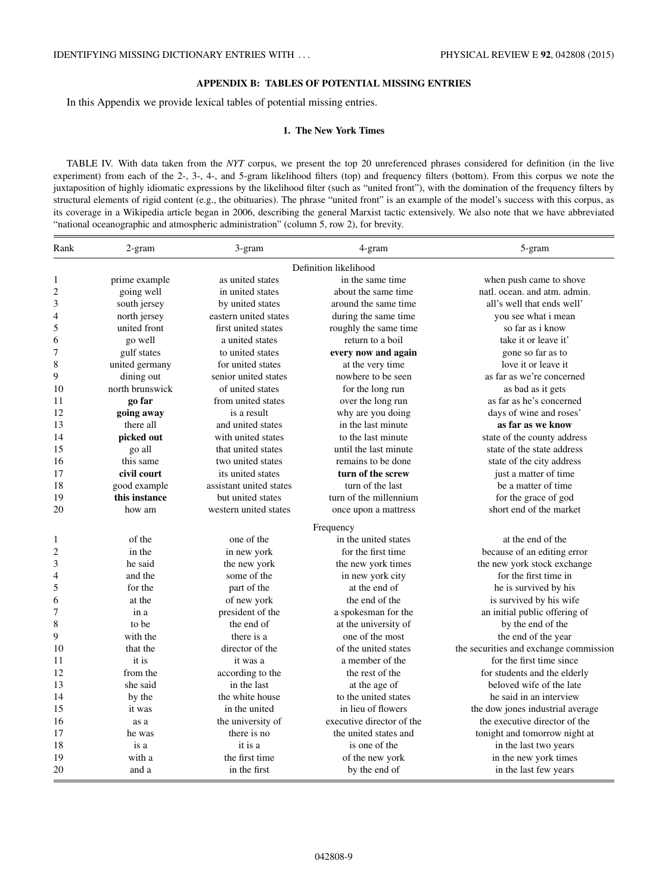## APPENDIX B: TABLES OF POTENTIAL MISSING ENTRIES

In this Appendix we provide lexical tables of potential missing entries.

### 1. The New York Times

TABLE IV. With data taken from the *NYT* corpus, we present the top 20 unreferenced phrases considered for definition (in the live experiment) from each of the 2-, 3-, 4-, and 5-gram likelihood filters (top) and frequency filters (bottom). From this corpus we note the juxtaposition of highly idiomatic expressions by the likelihood filter (such as "united front"), with the domination of the frequency filters by structural elements of rigid content (e.g., the obituaries). The phrase "united front" is an example of the model's success with this corpus, as its coverage in a Wikipedia article began in 2006, describing the general Marxist tactic extensively. We also note that we have abbreviated "national oceanographic and atmospheric administration" (column 5, row 2), for brevity.

| Rank | 2-gram | 3-gram | 4-gram | 5-gram |
|---|---|---|---|---|
| | | | Definition likelihood | |
| 1 | prime example | as united states | in the same time | when push came to shove |
| 2 | going well | in united states | about the same time | natl. ocean. and atm. admin. |
| 3 | south jersey | by united states | around the same time | all's well that ends well' |
| 4 | north jersey | eastern united states | during the same time | you see what i mean |
| 5 | united front | first united states | roughly the same time | so far as i know |
| 6 | go well | a united states | return to a boil | take it or leave it' |
| 7 | gulf states | to united states | **every now and again** | gone so far as to |
| 8 | united germany | for united states | at the very time | love it or leave it |
| 9 | dining out | senior united states | nowhere to be seen | as far as we're concerned |
| 10 | north brunswick | of united states | for the long run | as bad as it gets |
| 11 | **go far** | from united states | over the long run | as far as he's concerned |
| 12 | **going away** | is a result | why are you doing | days of wine and roses' |
| 13 | there all | and united states | in the last minute | **as far as we know** |
| 14 | **picked out** | with united states | to the last minute | state of the county address |
| 15 | go all | that united states | until the last minute | state of the state address |
| 16 | this same | two united states | remains to be done | state of the city address |
| 17 | **civil court** | its united states | **turn of the screw** | just a matter of time |
| 18 | good example | assistant united states | turn of the last | be a matter of time |
| 19 | **this instance** | but united states | turn of the millennium | for the grace of god |
| 20 | how am | western united states | once upon a mattress | short end of the market |
| | | | Frequency | |
| 1 | of the | one of the | in the united states | at the end of the |
| 2 | in the | in new york | for the first time | because of an editing error |
| 3 | he said | the new york | the new york times | the new york stock exchange |
| 4 | and the | some of the | in new york city | for the first time in |
| 5 | for the | part of the | at the end of | he is survived by his |
| 6 | at the | of new york | the end of the | is survived by his wife |
| 7 | in a | president of the | a spokesman for the | an initial public offering of |
| 8 | to be | the end of | at the university of | by the end of the |
| 9 | with the | there is a | one of the most | the end of the year |
| 10 | that the | director of the | of the united states | the securities and exchange commission |
| 11 | it is | it was a | a member of the | for the first time since |
| 12 | from the | according to the | the rest of the | for students and the elderly |
| 13 | she said | in the last | at the age of | beloved wife of the late |
| 14 | by the | the white house | to the united states | he said in an interview |
| 15 | it was | in the united | in lieu of flowers | the dow jones industrial average |
| 16 | as a | the university of | executive director of the | the executive director of the |
| 17 | he was | there is no | the united states and | tonight and tomorrow night at |
| 18 | is a | it is a | is one of the | in the last two years |
| 19 | with a | the first time | of the new york | in the new york times |
| 20 | and a | in the first | by the end of | in the last few years |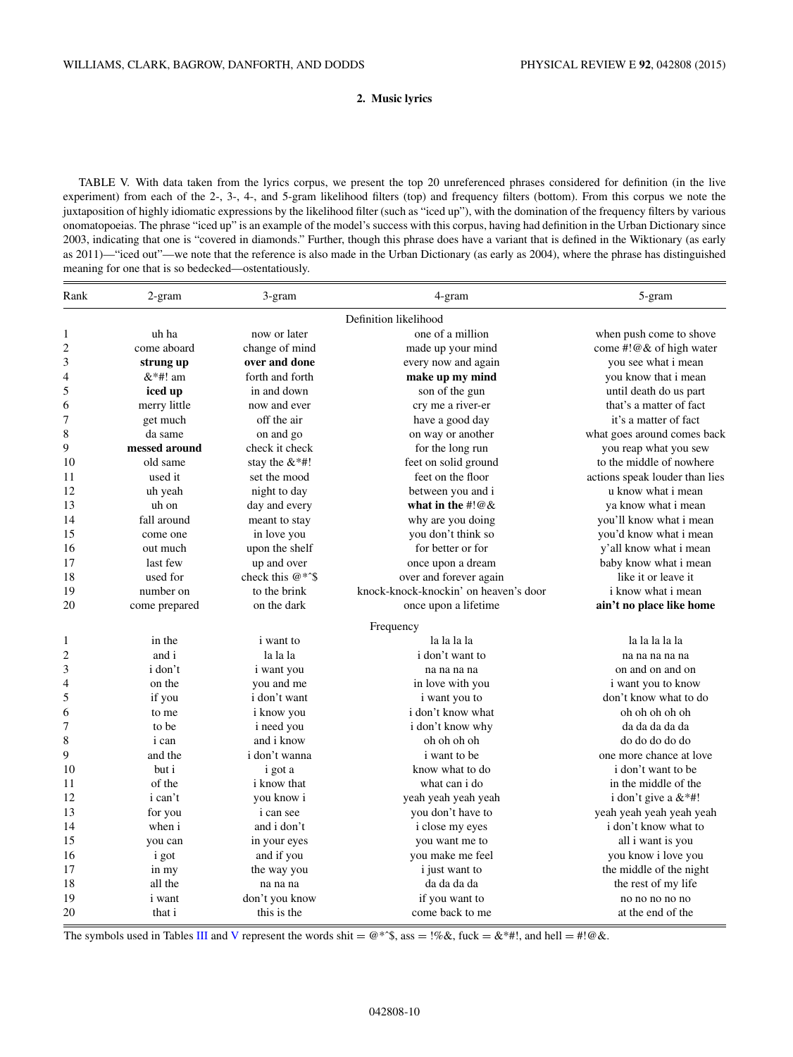### 2. Music lyrics

TABLE V. With data taken from the lyrics corpus, we present the top 20 unreferenced phrases considered for definition (in the live experiment) from each of the 2-, 3-, 4-, and 5-gram likelihood filters (top) and frequency filters (bottom). From this corpus we note the juxtaposition of highly idiomatic expressions by the likelihood filter (such as "iced up"), with the domination of the frequency filters by various onomatopoeias. The phrase "iced up" is an example of the model's success with this corpus, having had definition in the Urban Dictionary since 2003, indicating that one is "covered in diamonds." Further, though this phrase does have a variant that is defined in the Wiktionary (as early as 2011)—"iced out"—we note that the reference is also made in the Urban Dictionary (as early as 2004), where the phrase has distinguished meaning for one that is so bedecked—ostentatiously.

| Rank | 2-gram | 3-gram | 4-gram | 5-gram |
|---|---|---|---|---|
| | | Definition likelihood | | |
| 1 | uh ha | now or later | one of a million | when push come to shove |
| 2 | come aboard | change of mind | made up your mind | come #!@& of high water |
| 3 | **strung up** | **over and done** | every now and again | you see what i mean |
| 4 | &*#! am | forth and forth | **make up my mind** | you know that i mean |
| 5 | **iced up** | in and down | son of the gun | until death do us part |
| 6 | merry little | now and ever | cry me a river-er | that's a matter of fact |
| 7 | get much | off the air | have a good day | it's a matter of fact |
| 8 | da same | on and go | on way or another | what goes around comes back |
| 9 | **messed around** | check it check | for the long run | you reap what you sew |
| 10 | old same | stay the &*#! | feet on solid ground | to the middle of nowhere |
| 11 | used it | set the mood | feet on the floor | actions speak louder than lies |
| 12 | uh yeah | night to day | between you and i | u know what i mean |
| 13 | uh on | day and every | **what in the** #!@& | ya know what i mean |
| 14 | fall around | meant to stay | why are you doing | you'll know what i mean |
| 15 | come one | in love you | you don't think so | you'd know what i mean |
| 16 | out much | upon the shelf | for better or for | y'all know what i mean |
| 17 | last few | up and over | once upon a dream | baby know what i mean |
| 18 | used for | check this @*ˆ$ | over and forever again | like it or leave it |
| 19 | number on | to the brink | knock-knock-knockin' on heaven's door | i know what i mean |
| 20 | come prepared | on the dark | once upon a lifetime | **ain't no place like home** |
| | | Frequency | | |
| 1 | in the | i want to | la la la la | la la la la la |
| 2 | and i | la la la | i don't want to | na na na na na |
| 3 | i don't | i want you | na na na na | on and on and on |
| 4 | on the | you and me | in love with you | i want you to know |
| 5 | if you | i don't want | i want you to | don't know what to do |
| 6 | to me | i know you | i don't know what | oh oh oh oh oh |
| 7 | to be | i need you | i don't know why | da da da da da |
| 8 | i can | and i know | oh oh oh oh | do do do do do |
| 9 | and the | i don't wanna | i want to be | one more chance at love |
| 10 | but i | i got a | know what to do | i don't want to be |
| 11 | of the | i know that | what can i do | in the middle of the |
| 12 | i can't | you know i | yeah yeah yeah yeah | i don't give a &*#! |
| 13 | for you | i can see | you don't have to | yeah yeah yeah yeah yeah |
| 14 | when i | and i don't | i close my eyes | i don't know what to |
| 15 | you can | in your eyes | you want me to | all i want is you |
| 16 | i got | and if you | you make me feel | you know i love you |
| 17 | in my | the way you | i just want to | the middle of the night |
| 18 | all the | na na na | da da da da | the rest of my life |
| 19 | i want | don't you know | if you want to | no no no no no |
| 20 | that i | this is the | come back to me | at the end of the |

The symbols used in Tables III and V represent the words shit = @*ˆ$, ass = !%&, fuck = &*#!, and hell = #!@&.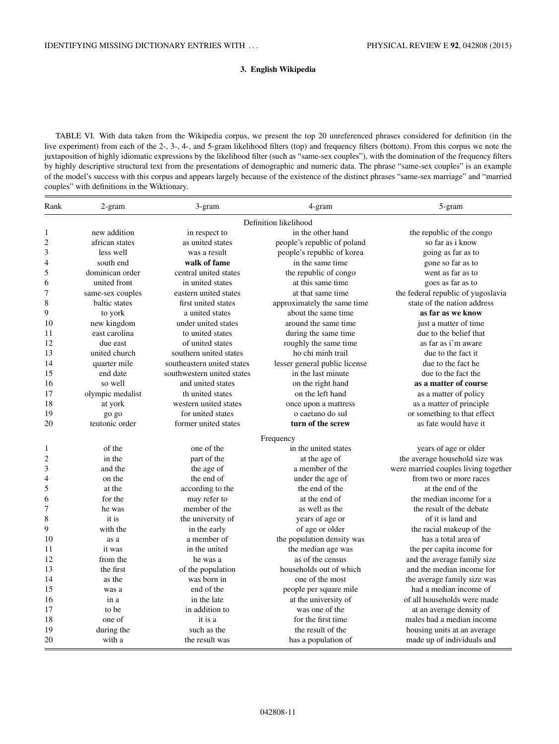### 3. English Wikipedia

TABLE VI. With data taken from the Wikipedia corpus, we present the top 20 unreferenced phrases considered for definition (in the live experiment) from each of the 2-, 3-, 4-, and 5-gram likelihood filters (top) and frequency filters (bottom). From this corpus we note the juxtaposition of highly idiomatic expressions by the likelihood filter (such as "same-sex couples"), with the domination of the frequency filters by highly descriptive structural text from the presentations of demographic and numeric data. The phrase "same-sex couples" is an example of the model's success with this corpus and appears largely because of the existence of the distinct phrases "same-sex marriage" and "married couples" with definitions in the Wiktionary.

| Rank | 2-gram | 3-gram | 4-gram | 5-gram |
|---|---|---|---|---|
| | | Definition likelihood | | |
| 1 | new addition | in respect to | in the other hand | the republic of the congo |
| 2 | african states | as united states | people's republic of poland | so far as i know |
| 3 | less well | was a result | people's republic of korea | going as far as to |
| 4 | south end | **walk of fame** | in the same time | gone so far as to |
| 5 | dominican order | central united states | the republic of congo | went as far as to |
| 6 | united front | in united states | at this same time | goes as far as to |
| 7 | same-sex couples | eastern united states | at that same time | the federal republic of yugoslavia |
| 8 | baltic states | first united states | approximately the same time | state of the nation address |
| 9 | to york | a united states | about the same time | **as far as we know** |
| 10 | new kingdom | under united states | around the same time | just a matter of time |
| 11 | east carolina | to united states | during the same time | due to the belief that |
| 12 | due east | of united states | roughly the same time | as far as i'm aware |
| 13 | united church | southern united states | ho chi minh trail | due to the fact it |
| 14 | quarter mile | southeastern united states | lesser general public license | due to the fact he |
| 15 | end date | southwestern united states | in the last minute | due to the fact the |
| 16 | so well | and united states | on the right hand | **as a matter of course** |
| 17 | olympic medalist | th united states | on the left hand | as a matter of policy |
| 18 | at york | western united states | once upon a mattress | as a matter of principle |
| 19 | go go | for united states | o caetano do sul | or something to that effect |
| 20 | teutonic order | former united states | **turn of the screw** | as fate would have it |
| | | Frequency | | |
| 1 | of the | one of the | in the united states | years of age or older |
| 2 | in the | part of the | at the age of | the average household size was |
| 3 | and the | the age of | a member of the | were married couples living together |
| 4 | on the | the end of | under the age of | from two or more races |
| 5 | at the | according to the | the end of the | at the end of the |
| 6 | for the | may refer to | at the end of | the median income for a |
| 7 | he was | member of the | as well as the | the result of the debate |
| 8 | it is | the university of | years of age or | of it is land and |
| 9 | with the | in the early | of age or older | the racial makeup of the |
| 10 | as a | a member of | the population density was | has a total area of |
| 11 | it was | in the united | the median age was | the per capita income for |
| 12 | from the | he was a | as of the census | and the average family size |
| 13 | the first | of the population | households out of which | and the median income for |
| 14 | as the | was born in | one of the most | the average family size was |
| 15 | was a | end of the | people per square mile | had a median income of |
| 16 | in a | in the late | at the university of | of all households were made |
| 17 | to be | in addition to | was one of the | at an average density of |
| 18 | one of | it is a | for the first time | males had a median income |
| 19 | during the | such as the | the result of the | housing units at an average |
| 20 | with a | the result was | has a population of | made up of individuals and |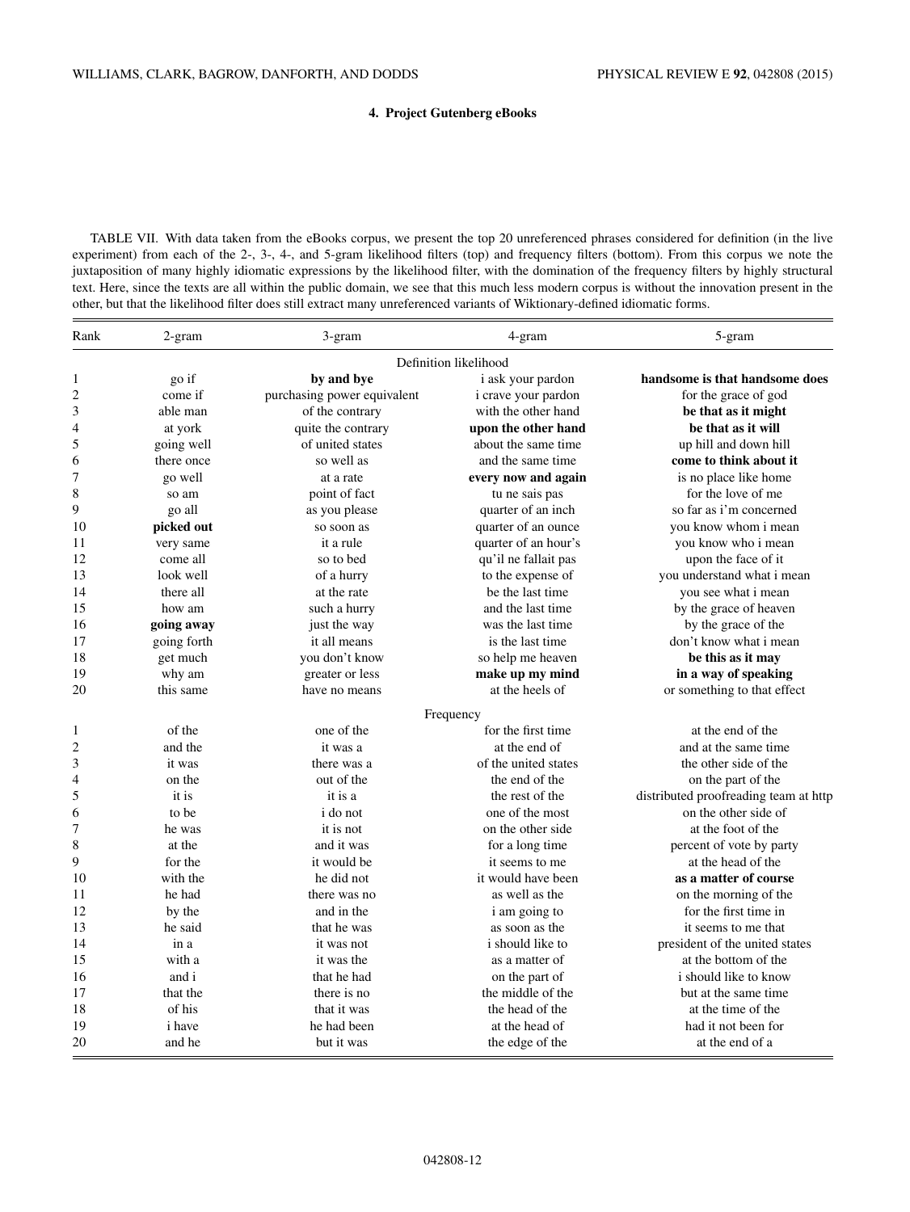#### 4. Project Gutenberg eBooks

TABLE VII. With data taken from the eBooks corpus, we present the top 20 unreferenced phrases considered for definition (in the live experiment) from each of the 2-, 3-, 4-, and 5-gram likelihood filters (top) and frequency filters (bottom). From this corpus we note the juxtaposition of many highly idiomatic expressions by the likelihood filter, with the domination of the frequency filters by highly structural text. Here, since the texts are all within the public domain, we see that this much less modern corpus is without the innovation present in the other, but that the likelihood filter does still extract many unreferenced variants of Wiktionary-defined idiomatic forms.

| Rank | 2-gram | 3-gram | 4-gram | 5-gram |
|---|---|---|---|---|
| | | Definition likelihood | | |
| 1 | go if | **by and bye** | i ask your pardon | **handsome is that handsome does** |
| 2 | come if | purchasing power equivalent | i crave your pardon | for the grace of god |
| 3 | able man | of the contrary | with the other hand | **be that as it might** |
| 4 | at york | quite the contrary | **upon the other hand** | **be that as it will** |
| 5 | going well | of united states | about the same time | up hill and down hill |
| 6 | there once | so well as | and the same time | **come to think about it** |
| 7 | go well | at a rate | **every now and again** | is no place like home |
| 8 | so am | point of fact | tu ne sais pas | for the love of me |
| 9 | go all | as you please | quarter of an inch | so far as i'm concerned |
| 10 | **picked out** | so soon as | quarter of an ounce | you know whom i mean |
| 11 | very same | it a rule | quarter of an hour's | you know who i mean |
| 12 | come all | so to bed | qu'il ne fallait pas | upon the face of it |
| 13 | look well | of a hurry | to the expense of | you understand what i mean |
| 14 | there all | at the rate | be the last time | you see what i mean |
| 15 | how am | such a hurry | and the last time | by the grace of heaven |
| 16 | **going away** | just the way | was the last time | by the grace of the |
| 17 | going forth | it all means | is the last time | don't know what i mean |
| 18 | get much | you don't know | so help me heaven | **be this as it may** |
| 19 | why am | greater or less | **make up my mind** | **in a way of speaking** |
| 20 | this same | have no means | at the heels of | or something to that effect |
| | | Frequency | | |
| 1 | of the | one of the | for the first time | at the end of the |
| 2 | and the | it was a | at the end of | and at the same time |
| 3 | it was | there was a | of the united states | the other side of the |
| 4 | on the | out of the | the end of the | on the part of the |
| 5 | it is | it is a | the rest of the | distributed proofreading team at http |
| 6 | to be | i do not | one of the most | on the other side of the |
| 7 | he was | it is not | on the other side | at the foot of the |
| 8 | at the | and it was | for a long time | percent of vote by party |
| 9 | for the | it would be | it seems to me | at the head of the |
| 10 | with the | he did not | it would have been | **as a matter of course** |
| 11 | he had | there was no | as well as the | on the morning of the |
| 12 | by the | and in the | i am going to | for the first time in |
| 13 | he said | that he was | as soon as the | it seems to me that |
| 14 | in a | it was not | i should like to | president of the united states |
| 15 | with a | it was the | as a matter of | at the bottom of the |
| 16 | and i | that he had | on the part of | i should like to know |
| 17 | that the | there is no | the middle of the | but at the same time |
| 18 | of his | that it was | the head of the | at the time of the |
| 19 | i have | he had been | at the head of | had it not been for |
| 20 | and he | but it was | the edge of the | at the end of a |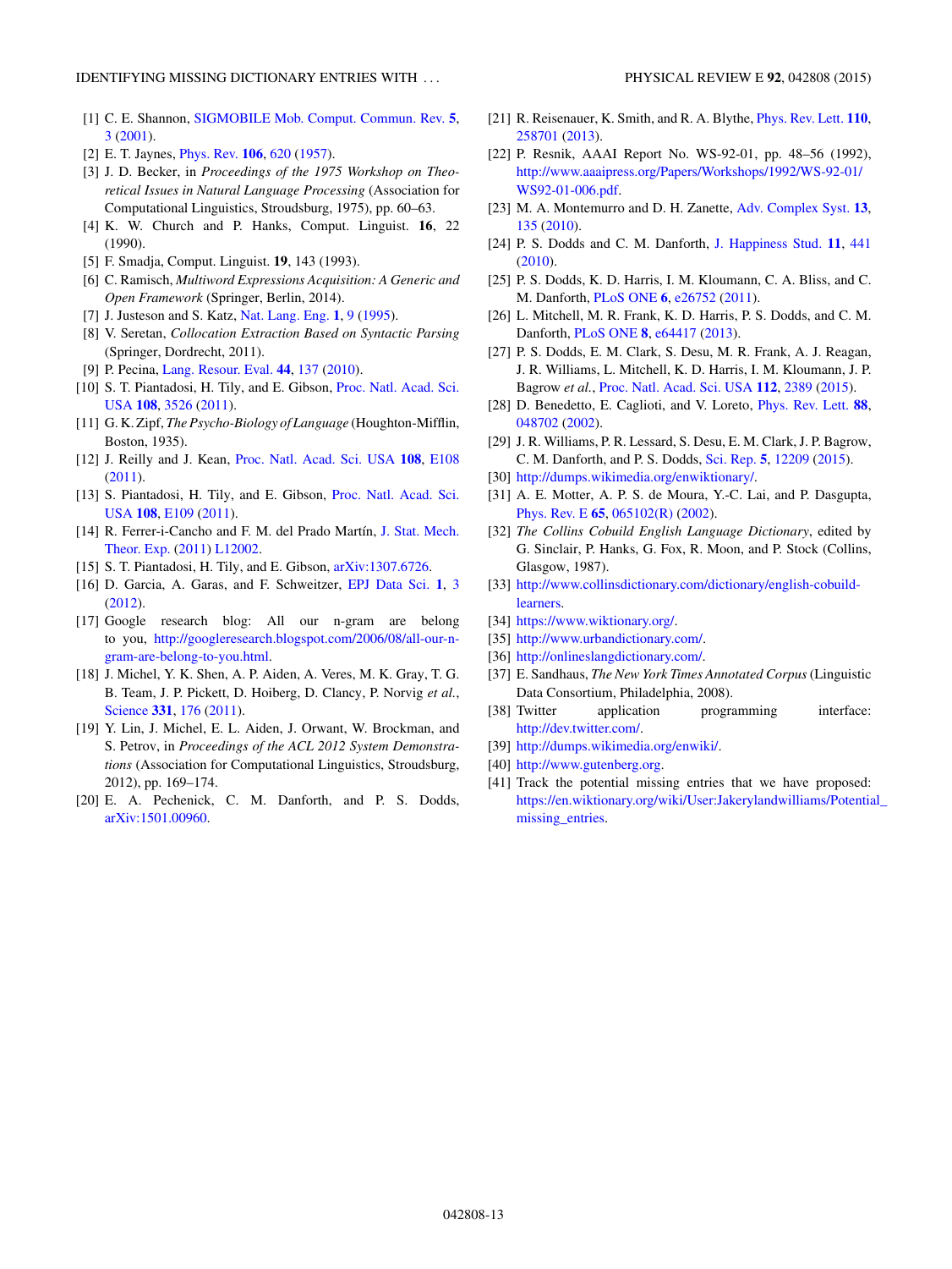[1] C. E. Shannon, SIGMOBILE Mob. Comput. Commun. Rev. **5**, 3 (2001).

[2] E. T. Jaynes, Phys. Rev. **106**, 620 (1957).

[3] J. D. Becker, in *Proceedings of the 1975 Workshop on Theoretical Issues in Natural Language Processing* (Association for Computational Linguistics, Stroudsburg, 1975), pp. 60–63.

[4] K. W. Church and P. Hanks, Comput. Linguist. **16**, 22 (1990).

[5] F. Smadja, Comput. Linguist. **19**, 143 (1993).

[6] C. Ramisch, *Multiword Expressions Acquisition: A Generic and Open Framework* (Springer, Berlin, 2014).

[7] J. Justeson and S. Katz, Nat. Lang. Eng. **1**, 9 (1995).

[8] V. Seretan, *Collocation Extraction Based on Syntactic Parsing* (Springer, Dordrecht, 2011).

[9] P. Pecina, Lang. Resour. Eval. **44**, 137 (2010).

[10] S. T. Piantadosi, H. Tily, and E. Gibson, Proc. Natl. Acad. Sci. USA **108**, 3526 (2011).

[11] G. K. Zipf, *The Psycho-Biology of Language* (Houghton-Mifflin, Boston, 1935).

[12] J. Reilly and J. Kean, Proc. Natl. Acad. Sci. USA **108**, E108 (2011).

[13] S. Piantadosi, H. Tily, and E. Gibson, Proc. Natl. Acad. Sci. USA **108**, E109 (2011).

[14] R. Ferrer-i-Cancho and F. M. del Prado Martín, J. Stat. Mech. Theor. Exp. (2011) L12002.

[15] S. T. Piantadosi, H. Tily, and E. Gibson, arXiv:1307.6726.

[16] D. Garcia, A. Garas, and F. Schweitzer, EPJ Data Sci. **1**, 3 (2012).

[17] Google research blog: All our n-gram are belong to you, http://googleresearch.blogspot.com/2006/08/all-our-n-gram-are-belong-to-you.html.

[18] J. Michel, Y. K. Shen, A. P. Aiden, A. Veres, M. K. Gray, T. G. B. Team, J. P. Pickett, D. Hoiberg, D. Clancy, P. Norvig *et al.*, Science **331**, 176 (2011).

[19] Y. Lin, J. Michel, E. L. Aiden, J. Orwant, W. Brockman, and S. Petrov, in *Proceedings of the ACL 2012 System Demonstrations* (Association for Computational Linguistics, Stroudsburg, 2012), pp. 169–174.

[20] E. A. Pechenick, C. M. Danforth, and P. S. Dodds, arXiv:1501.00960.

[21] R. Reisenauer, K. Smith, and R. A. Blythe, Phys. Rev. Lett. **110**, 258701 (2013).

[22] P. Resnik, AAAI Report No. WS-92-01, pp. 48–56 (1992), http://www.aaaipress.org/Papers/Workshops/1992/WS-92-01/WS92-01-006.pdf.

[23] M. A. Montemurro and D. H. Zanette, Adv. Complex Syst. **13**, 135 (2010).

[24] P. S. Dodds and C. M. Danforth, J. Happiness Stud. **11**, 441 (2010).

[25] P. S. Dodds, K. D. Harris, I. M. Kloumann, C. A. Bliss, and C. M. Danforth, PLoS ONE **6**, e26752 (2011).

[26] L. Mitchell, M. R. Frank, K. D. Harris, P. S. Dodds, and C. M. Danforth, PLoS ONE **8**, e64417 (2013).

[27] P. S. Dodds, E. M. Clark, S. Desu, M. R. Frank, A. J. Reagan, J. R. Williams, L. Mitchell, K. D. Harris, I. M. Kloumann, J. P. Bagrow *et al.*, Proc. Natl. Acad. Sci. USA **112**, 2389 (2015).

[28] D. Benedetto, E. Caglioti, and V. Loreto, Phys. Rev. Lett. **88**, 048702 (2002).

[29] J. R. Williams, P. R. Lessard, S. Desu, E. M. Clark, J. P. Bagrow, C. M. Danforth, and P. S. Dodds, Sci. Rep. **5**, 12209 (2015).

[30] http://dumps.wikimedia.org/enwiktionary/.

[31] A. E. Motter, A. P. S. de Moura, Y.-C. Lai, and P. Dasgupta, Phys. Rev. E **65**, 065102(R) (2002).

[32] *The Collins Cobuild English Language Dictionary*, edited by G. Sinclair, P. Hanks, G. Fox, R. Moon, and P. Stock (Collins, Glasgow, 1987).

[33] http://www.collinsdictionary.com/dictionary/english-cobuild-learners.

[34] https://www.wiktionary.org/.

[35] http://www.urbandictionary.com/.

[36] http://onlineslangdictionary.com/.

[37] E. Sandhaus, *The New York Times Annotated Corpus* (Linguistic Data Consortium, Philadelphia, 2008).

[38] Twitter application programming interface: http://dev.twitter.com/.

[39] http://dumps.wikimedia.org/enwiki/.

[40] http://www.gutenberg.org.

[41] Track the potential missing entries that we have proposed: https://en.wiktionary.org/wiki/User:Jakerylandwilliams/Potential_missing_entries.